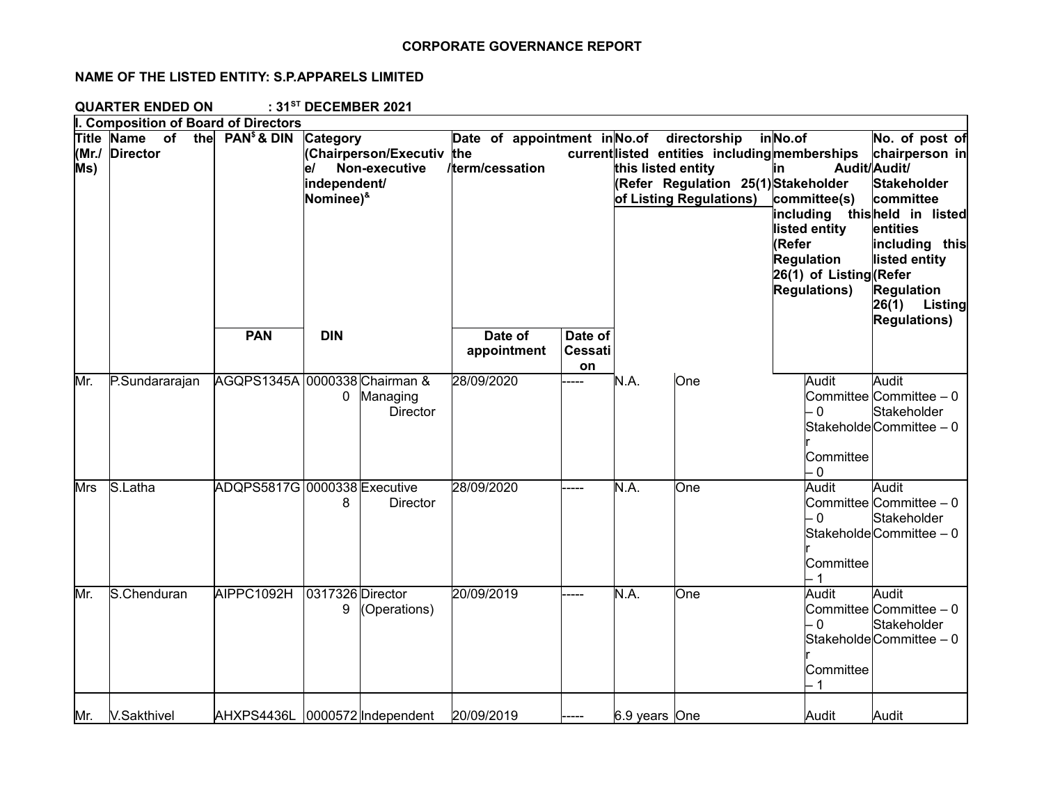**CORPORATE GOVERNANCE REPORT**

**NAME OF THE LISTED ENTITY: S.P.APPARELS LIMITED**

**QUARTER ENDED ON : 31[ST] DECEMBER 2021**

**I. Composition of Board of Directors**

| Title (Mr./ Ms) | Name of the Director | PAN[$] & DIN | | Category (Chairperson/Executive/ Non-executive /independent/ Nominee)[&] | Date of appointment in the current term/cessation | | No.of directorship in listed entities including this listed entity (Refer Regulation 25(1) of Listing Regulations) | | No.of memberships in Audit/ Stakeholder committee(s) including this listed entity (Refer Regulation 26(1) of Listing Regulations) | No. of post of chairperson in Audit/ Stakeholder committee held in listed entities including this listed entity (Refer Regulation 26(1) Listing Regulations) |
|---|---|---|---|---|---|---|---|---|---|---|
| | | PAN | DIN | | Date of appointment | Date of Cessation | | | | |
| Mr. | P.Sundararajan | AGQPS1345A | 00003380 | Chairman & Managing Director | 28/09/2020 | ----- | N.A. | One | Audit Committee – 0 Stakeholder Committee – 0 | Audit Committee – 0 Stakeholder Committee – 0 |
| Mrs | S.Latha | ADQPS5817G | 00003388 | Executive Director | 28/09/2020 | ----- | N.A. | One | Audit Committee – 0 Stakeholder Committee – 1 | Audit Committee – 0 Stakeholder Committee – 0 |
| Mr. | S.Chenduran | AIPPC1092H | 03173269 | Director (Operations) | 20/09/2019 | ----- | N.A. | One | Audit Committee – 0 Stakeholder Committee – 1 | Audit Committee – 0 Stakeholder Committee – 0 |
| Mr. | V.Sakthivel | AHXPS4436L | 0000572 | Independent | 20/09/2019 | ----- | 6.9 years | One | Audit | Audit |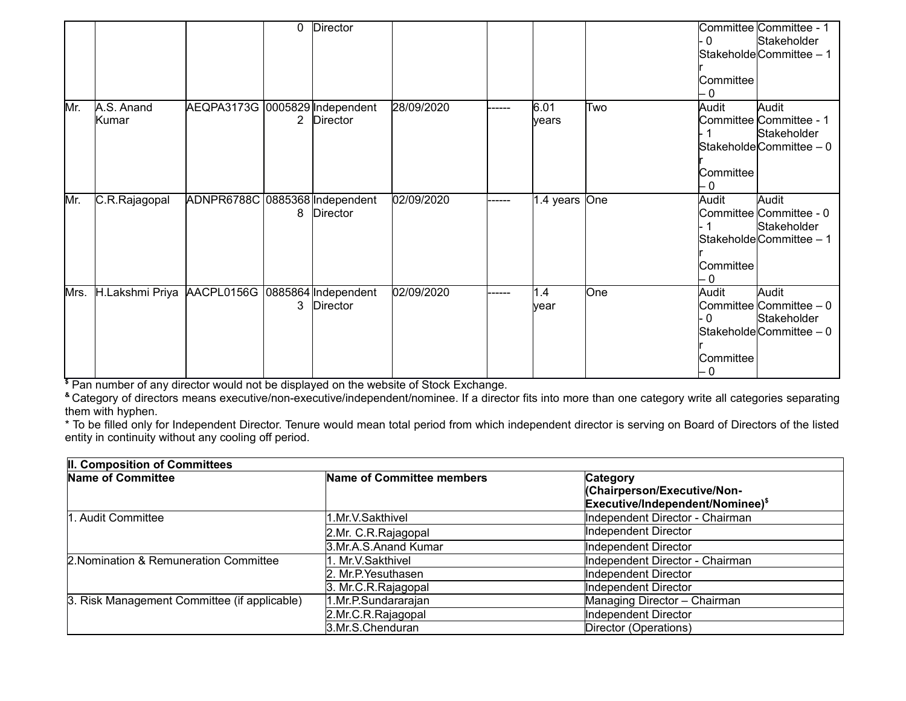| | | | | | | | | | | |
|---|---|---|---|---|---|---|---|---|---|---|
| | | | 0 | Director | | | | | Committee - 0 Stakeholder Committee – 0 | Committee - 1 Stakeholder Committee – 1 |
| Mr. | A.S. Anand Kumar | AEQPA3173G | 00058292 | Independent Director | 28/09/2020 | ------ | 6.01 years | Two | Audit Committee - 1 Stakeholder Committee – 0 | Audit Committee - 1 Stakeholder Committee – 0 |
| Mr. | C.R.Rajagopal | ADNPR6788C | 08853688 | Independent Director | 02/09/2020 | ------ | 1.4 years | One | Audit Committee - 1 Stakeholder Committee – 0 | Audit Committee - 0 Stakeholder Committee – 1 |
| Mrs. | H.Lakshmi Priya | AACPL0156G | 08858643 | Independent Director | 02/09/2020 | ------ | 1.4 year | One | Audit Committee - 0 Stakeholder Committee – 0 | Audit Committee – 0 Stakeholder Committee – 0 |

$ Pan number of any director would not be displayed on the website of Stock Exchange.

& Category of directors means executive/non-executive/independent/nominee. If a director fits into more than one category write all categories separating them with hyphen.

* To be filled only for Independent Director. Tenure would mean total period from which independent director is serving on Board of Directors of the listed entity in continuity without any cooling off period.

| II. Composition of Committees | | |
|---|---|---|
| **Name of Committee** | **Name of Committee members** | **Category (Chairperson/Executive/Non-Executive/Independent/Nominee)$** |
| 1. Audit Committee | 1.Mr.V.Sakthivel | Independent Director - Chairman |
| | 2.Mr. C.R.Rajagopal | Independent Director |
| | 3.Mr.A.S.Anand Kumar | Independent Director |
| 2.Nomination & Remuneration Committee | 1. Mr.V.Sakthivel | Independent Director - Chairman |
| | 2. Mr.P.Yesuthasen | Independent Director |
| | 3. Mr.C.R.Rajagopal | Independent Director |
| 3. Risk Management Committee (if applicable) | 1.Mr.P.Sundararajan | Managing Director – Chairman |
| | 2.Mr.C.R.Rajagopal | Independent Director |
| | 3.Mr.S.Chenduran | Director (Operations) |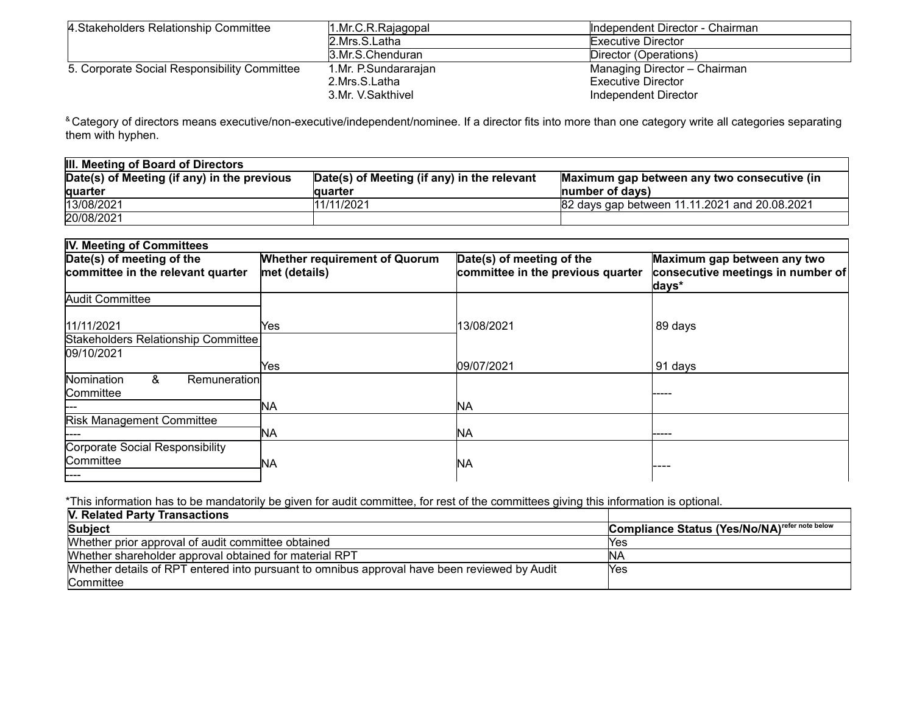| | | |
|---|---|---|
| 4.Stakeholders Relationship Committee | 1.Mr.C.R.Rajagopal | Independent Director - Chairman |
| | 2.Mrs.S.Latha | Executive Director |
| | 3.Mr.S.Chenduran | Director (Operations) |
| 5. Corporate Social Responsibility Committee | 1.Mr. P.Sundararajan | Managing Director – Chairman |
| | 2.Mrs.S.Latha | Executive Director |
| | 3.Mr. V.Sakthivel | Independent Director |

& Category of directors means executive/non-executive/independent/nominee. If a director fits into more than one category write all categories separating them with hyphen.

| **III. Meeting of Board of Directors** | | |
|---|---|---|
| **Date(s) of Meeting (if any) in the previous quarter** | **Date(s) of Meeting (if any) in the relevant quarter** | **Maximum gap between any two consecutive (in number of days)** |
| 13/08/2021 | 11/11/2021 | 82 days gap between 11.11.2021 and 20.08.2021 |
| 20/08/2021 | | |

| **IV. Meeting of Committees** | | | |
|---|---|---|---|
| **Date(s) of meeting of the committee in the relevant quarter** | **Whether requirement of Quorum met (details)** | **Date(s) of meeting of the committee in the previous quarter** | **Maximum gap between any two consecutive meetings in number of days*** |
| Audit Committee | | | |
| 11/11/2021 | Yes | 13/08/2021 | 89 days |
| Stakeholders Relationship Committee | | | |
| 09/10/2021 | Yes | 09/07/2021 | 91 days |
| Nomination & Remuneration Committee | | | ----- |
| --- | NA | NA | |
| Risk Management Committee | | | |
| ---- | NA | NA | ----- |
| Corporate Social Responsibility Committee | NA | NA | ---- |
| ---- | | | |

*This information has to be mandatorily be given for audit committee, for rest of the committees giving this information is optional.

| **V. Related Party Transactions** | |
|---|---|
| **Subject** | **Compliance Status (Yes/No/NA)** refer note below |
| Whether prior approval of audit committee obtained | Yes |
| Whether shareholder approval obtained for material RPT | NA |
| Whether details of RPT entered into pursuant to omnibus approval have been reviewed by Audit Committee | Yes |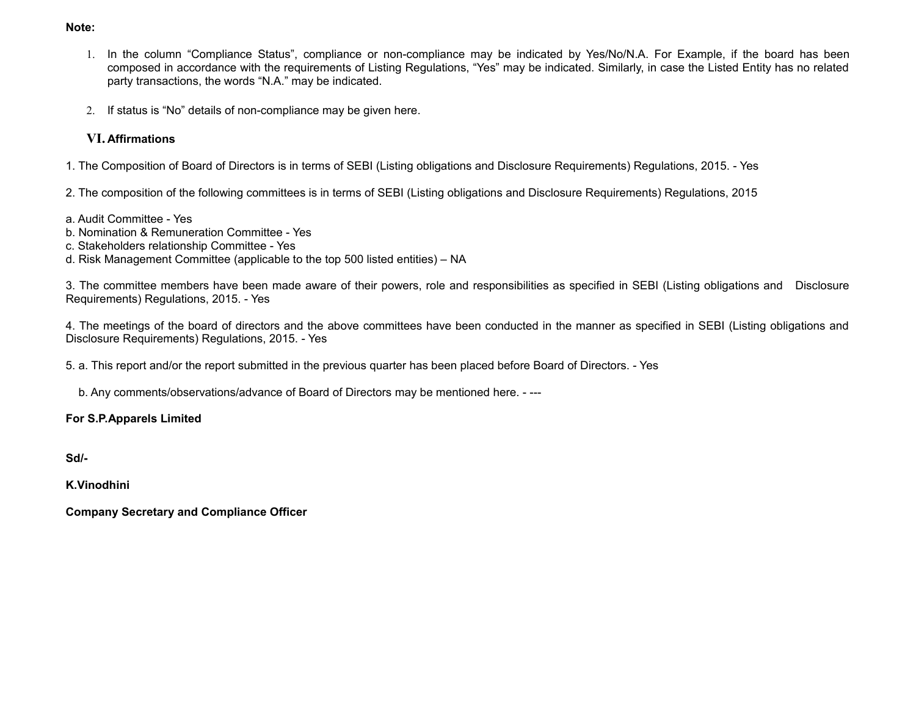**Note:**

1. In the column “Compliance Status”, compliance or non-compliance may be indicated by Yes/No/N.A. For Example, if the board has been composed in accordance with the requirements of Listing Regulations, “Yes” may be indicated. Similarly, in case the Listed Entity has no related party transactions, the words “N.A.” may be indicated.

2. If status is “No” details of non-compliance may be given here.

## VI. Affirmations

1. The Composition of Board of Directors is in terms of SEBI (Listing obligations and Disclosure Requirements) Regulations, 2015. - Yes

2. The composition of the following committees is in terms of SEBI (Listing obligations and Disclosure Requirements) Regulations, 2015

a. Audit Committee - Yes
b. Nomination & Remuneration Committee - Yes
c. Stakeholders relationship Committee - Yes
d. Risk Management Committee (applicable to the top 500 listed entities) – NA

3. The committee members have been made aware of their powers, role and responsibilities as specified in SEBI (Listing obligations and Disclosure Requirements) Regulations, 2015. - Yes

4. The meetings of the board of directors and the above committees have been conducted in the manner as specified in SEBI (Listing obligations and Disclosure Requirements) Regulations, 2015. - Yes

5. a. This report and/or the report submitted in the previous quarter has been placed before Board of Directors. - Yes

   b. Any comments/observations/advance of Board of Directors may be mentioned here. - ---

**For S.P.Apparels Limited**

**Sd/-**

**K.Vinodhini**

**Company Secretary and Compliance Officer**